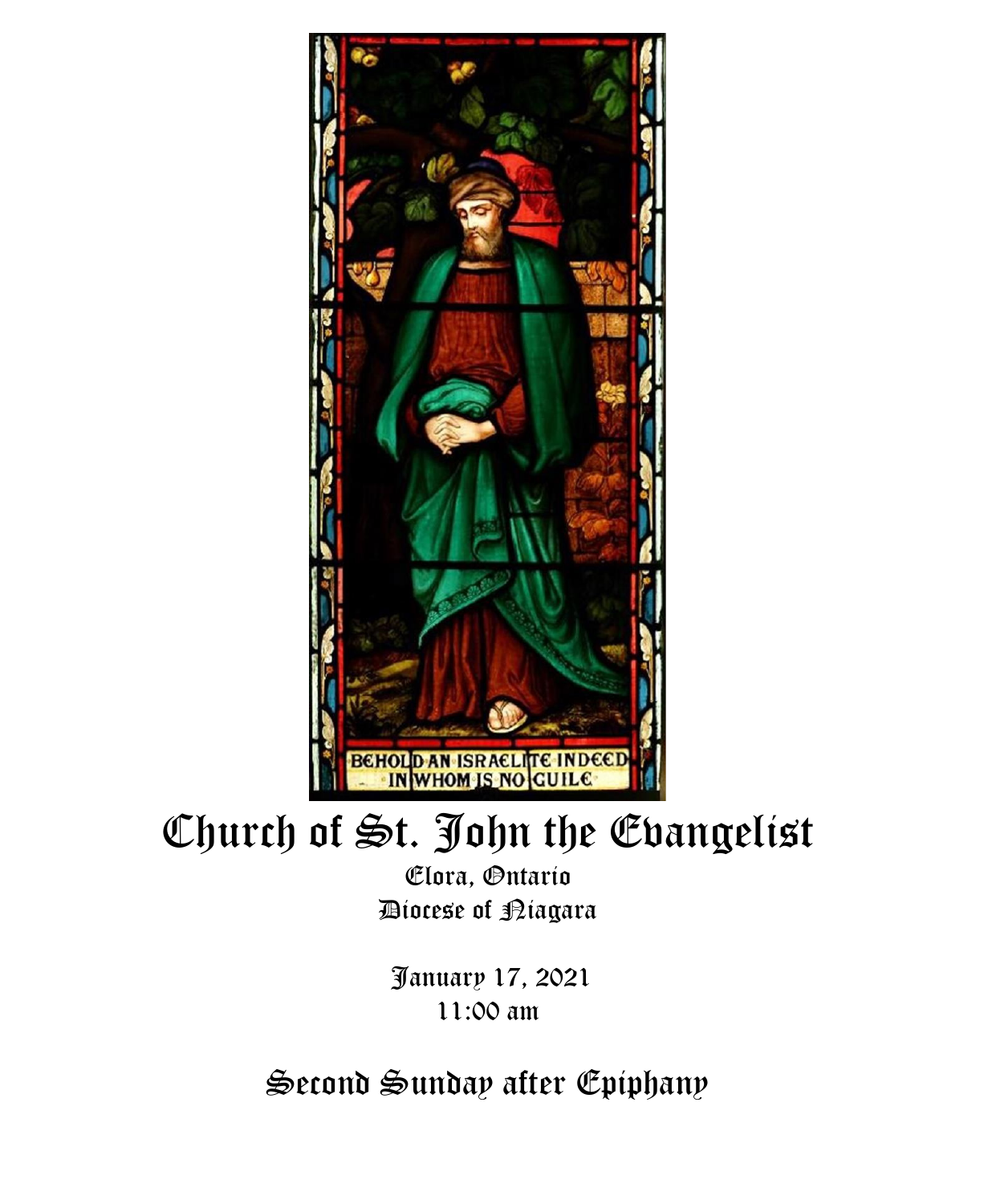BEHOLD AN ISRAELITE INDEED IN WHOM IS NO GUILE

# Church of St. John the Evangelist

Elora, Ontario

Diocese of Niagara

January 17, 2021

11:00 am

## Second Sunday after Epiphany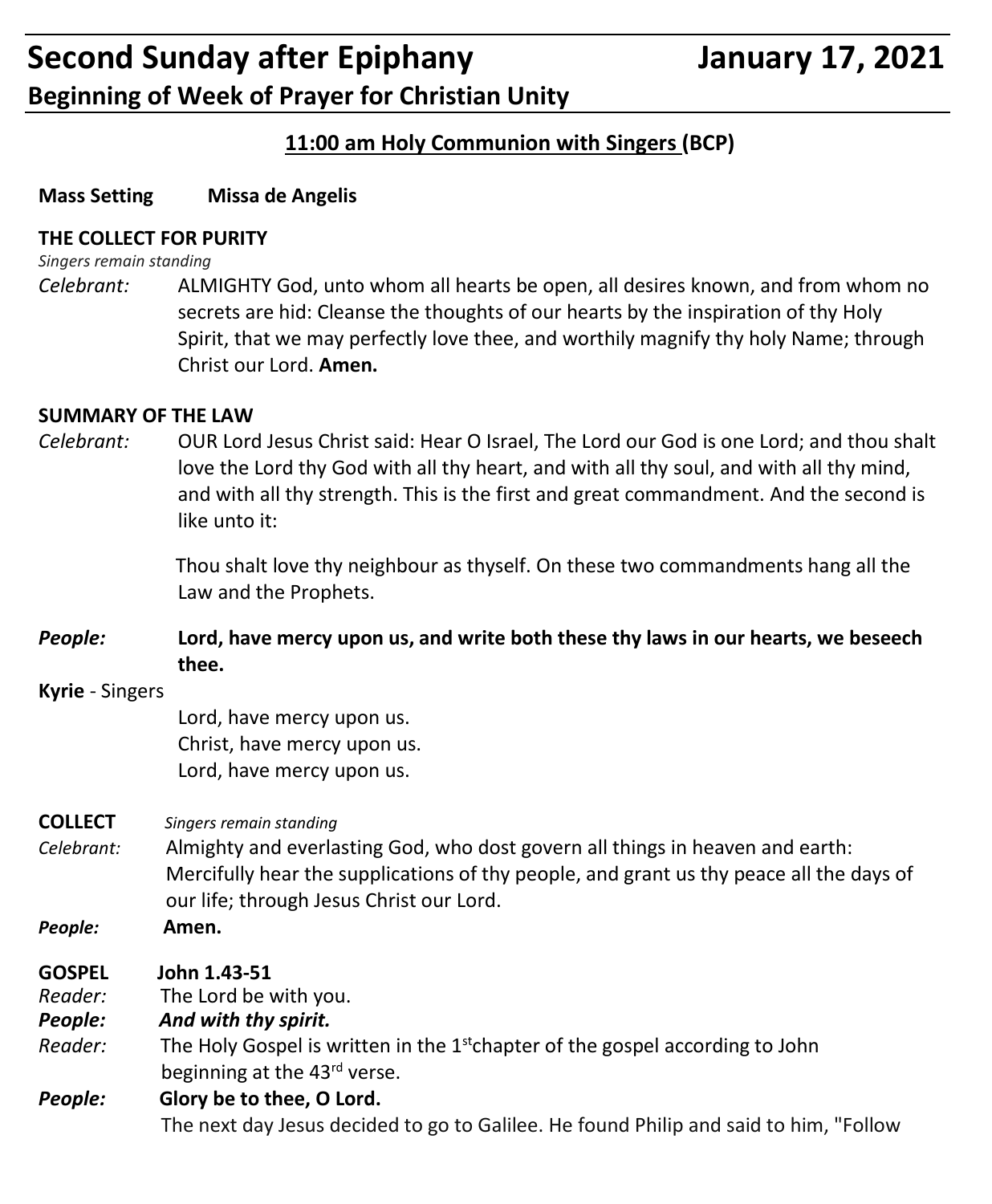# Second Sunday after Epiphany January 17, 2021

## Beginning of Week of Prayer for Christian Unity

**11:00 am Holy Communion with Singers (BCP)**

**Mass Setting Missa de Angelis**

**THE COLLECT FOR PURITY**

*Singers remain standing*

*Celebrant:* ALMIGHTY God, unto whom all hearts be open, all desires known, and from whom no secrets are hid: Cleanse the thoughts of our hearts by the inspiration of thy Holy Spirit, that we may perfectly love thee, and worthily magnify thy holy Name; through Christ our Lord. **Amen.**

**SUMMARY OF THE LAW**

*Celebrant:* OUR Lord Jesus Christ said: Hear O Israel, The Lord our God is one Lord; and thou shalt love the Lord thy God with all thy heart, and with all thy soul, and with all thy mind, and with all thy strength. This is the first and great commandment. And the second is like unto it:

Thou shalt love thy neighbour as thyself. On these two commandments hang all the Law and the Prophets.

***People:*** **Lord, have mercy upon us, and write both these thy laws in our hearts, we beseech thee.**

**Kyrie** - Singers

Lord, have mercy upon us.
Christ, have mercy upon us.
Lord, have mercy upon us.

**COLLECT** *Singers remain standing*

*Celebrant:* Almighty and everlasting God, who dost govern all things in heaven and earth: Mercifully hear the supplications of thy people, and grant us thy peace all the days of our life; through Jesus Christ our Lord.

***People:*** **Amen.**

**GOSPEL John 1.43-51**

*Reader:* The Lord be with you.

***People:*** ***And with thy spirit.***

*Reader:* The Holy Gospel is written in the 1st chapter of the gospel according to John beginning at the 43rd verse.

***People:*** **Glory be to thee, O Lord.**

The next day Jesus decided to go to Galilee. He found Philip and said to him, "Follow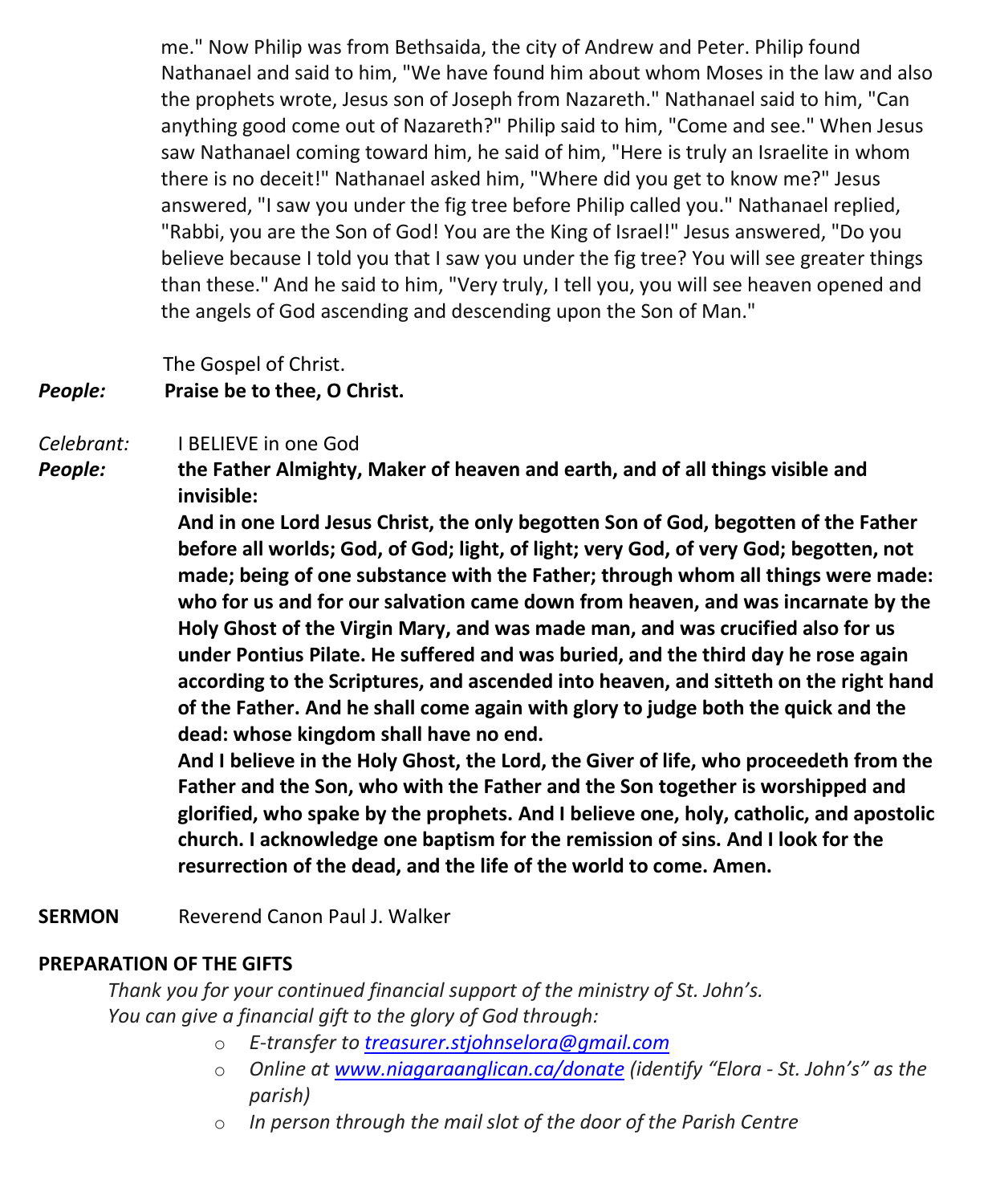me." Now Philip was from Bethsaida, the city of Andrew and Peter. Philip found Nathanael and said to him, "We have found him about whom Moses in the law and also the prophets wrote, Jesus son of Joseph from Nazareth." Nathanael said to him, "Can anything good come out of Nazareth?" Philip said to him, "Come and see." When Jesus saw Nathanael coming toward him, he said of him, "Here is truly an Israelite in whom there is no deceit!" Nathanael asked him, "Where did you get to know me?" Jesus answered, "I saw you under the fig tree before Philip called you." Nathanael replied, "Rabbi, you are the Son of God! You are the King of Israel!" Jesus answered, "Do you believe because I told you that I saw you under the fig tree? You will see greater things than these." And he said to him, "Very truly, I tell you, you will see heaven opened and the angels of God ascending and descending upon the Son of Man."

The Gospel of Christ.

*People:* **Praise be to thee, O Christ.**

*Celebrant:* I BELIEVE in one God

*People:* **the Father Almighty, Maker of heaven and earth, and of all things visible and invisible:**

**And in one Lord Jesus Christ, the only begotten Son of God, begotten of the Father before all worlds; God, of God; light, of light; very God, of very God; begotten, not made; being of one substance with the Father; through whom all things were made: who for us and for our salvation came down from heaven, and was incarnate by the Holy Ghost of the Virgin Mary, and was made man, and was crucified also for us under Pontius Pilate. He suffered and was buried, and the third day he rose again according to the Scriptures, and ascended into heaven, and sitteth on the right hand of the Father. And he shall come again with glory to judge both the quick and the dead: whose kingdom shall have no end.**

**And I believe in the Holy Ghost, the Lord, the Giver of life, who proceedeth from the Father and the Son, who with the Father and the Son together is worshipped and glorified, who spake by the prophets. And I believe one, holy, catholic, and apostolic church. I acknowledge one baptism for the remission of sins. And I look for the resurrection of the dead, and the life of the world to come. Amen.**

**SERMON** Reverend Canon Paul J. Walker

**PREPARATION OF THE GIFTS**

*Thank you for your continued financial support of the ministry of St. John's.*
*You can give a financial gift to the glory of God through:*

- *E-transfer to treasurer.stjohnselora@gmail.com*
- *Online at www.niagaraanglican.ca/donate (identify "Elora - St. John's" as the parish)*
- *In person through the mail slot of the door of the Parish Centre*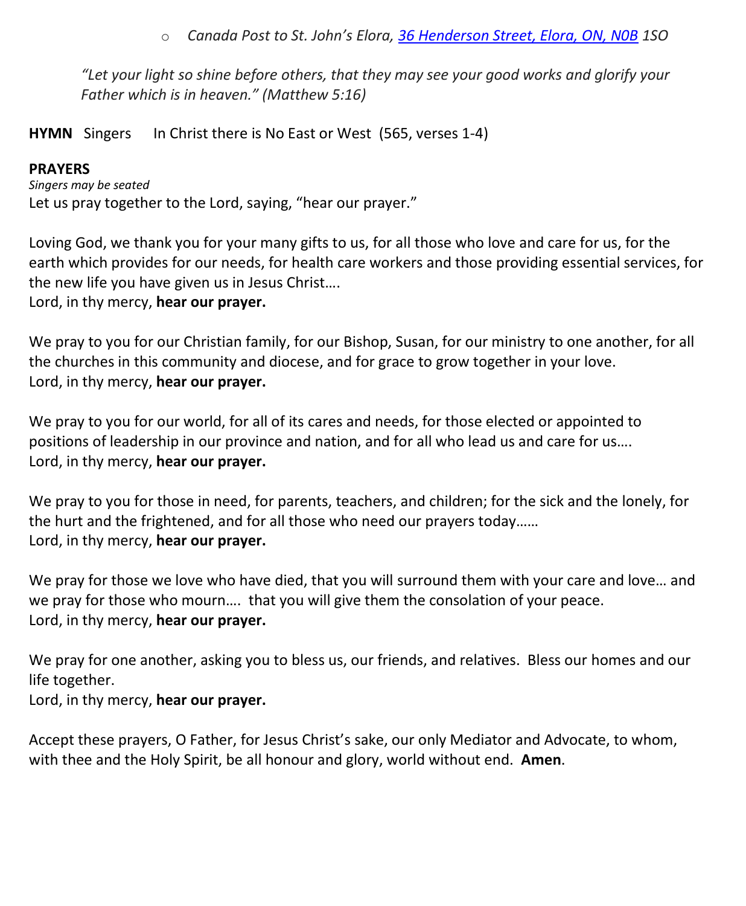- *Canada Post to St. John's Elora, [36 Henderson Street, Elora, ON, N0B](#) 1SO*

*"Let your light so shine before others, that they may see your good works and glorify your Father which is in heaven." (Matthew 5:16)*

**HYMN** Singers In Christ there is No East or West (565, verses 1-4)

**PRAYERS**

*Singers may be seated*

Let us pray together to the Lord, saying, "hear our prayer."

Loving God, we thank you for your many gifts to us, for all those who love and care for us, for the earth which provides for our needs, for health care workers and those providing essential services, for the new life you have given us in Jesus Christ….
Lord, in thy mercy, **hear our prayer.**

We pray to you for our Christian family, for our Bishop, Susan, for our ministry to one another, for all the churches in this community and diocese, and for grace to grow together in your love.
Lord, in thy mercy, **hear our prayer.**

We pray to you for our world, for all of its cares and needs, for those elected or appointed to positions of leadership in our province and nation, and for all who lead us and care for us….
Lord, in thy mercy, **hear our prayer.**

We pray to you for those in need, for parents, teachers, and children; for the sick and the lonely, for the hurt and the frightened, and for all those who need our prayers today……
Lord, in thy mercy, **hear our prayer.**

We pray for those we love who have died, that you will surround them with your care and love… and we pray for those who mourn…. that you will give them the consolation of your peace.
Lord, in thy mercy, **hear our prayer.**

We pray for one another, asking you to bless us, our friends, and relatives. Bless our homes and our life together.
Lord, in thy mercy, **hear our prayer.**

Accept these prayers, O Father, for Jesus Christ's sake, our only Mediator and Advocate, to whom, with thee and the Holy Spirit, be all honour and glory, world without end. **Amen**.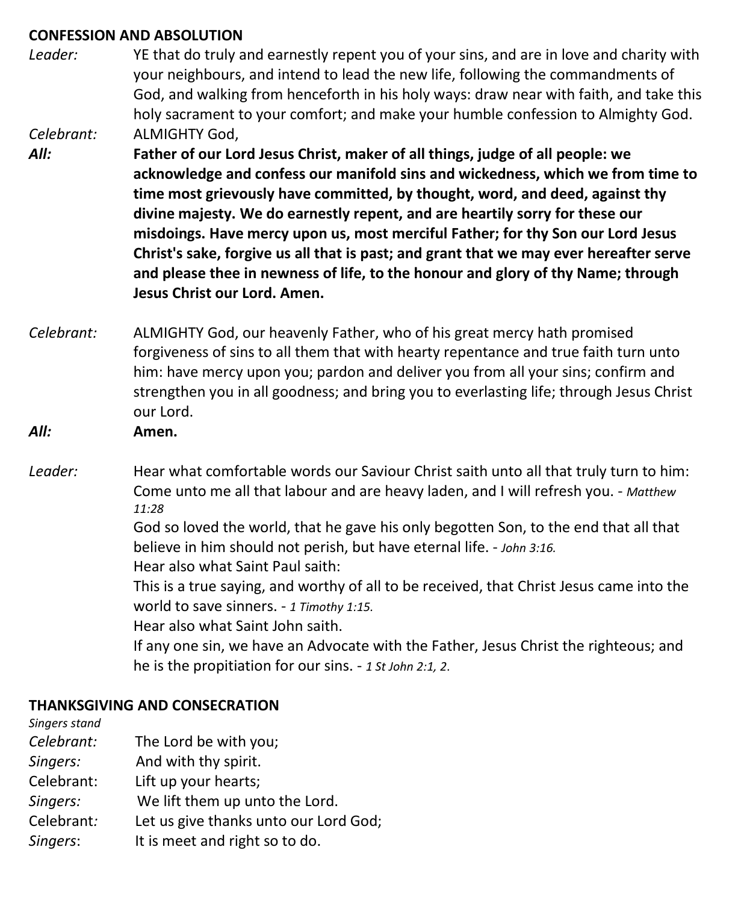**CONFESSION AND ABSOLUTION**

*Leader:* YE that do truly and earnestly repent you of your sins, and are in love and charity with your neighbours, and intend to lead the new life, following the commandments of God, and walking from henceforth in his holy ways: draw near with faith, and take this holy sacrament to your comfort; and make your humble confession to Almighty God.

*Celebrant:* ALMIGHTY God,

***All:*** **Father of our Lord Jesus Christ, maker of all things, judge of all people: we acknowledge and confess our manifold sins and wickedness, which we from time to time most grievously have committed, by thought, word, and deed, against thy divine majesty. We do earnestly repent, and are heartily sorry for these our misdoings. Have mercy upon us, most merciful Father; for thy Son our Lord Jesus Christ's sake, forgive us all that is past; and grant that we may ever hereafter serve and please thee in newness of life, to the honour and glory of thy Name; through Jesus Christ our Lord. Amen.**

*Celebrant:* ALMIGHTY God, our heavenly Father, who of his great mercy hath promised forgiveness of sins to all them that with hearty repentance and true faith turn unto him: have mercy upon you; pardon and deliver you from all your sins; confirm and strengthen you in all goodness; and bring you to everlasting life; through Jesus Christ our Lord.

***All:*** **Amen.**

*Leader:* Hear what comfortable words our Saviour Christ saith unto all that truly turn to him:
Come unto me all that labour and are heavy laden, and I will refresh you. - *Matthew 11:28*
God so loved the world, that he gave his only begotten Son, to the end that all that believe in him should not perish, but have eternal life. - *John 3:16.*
Hear also what Saint Paul saith:
This is a true saying, and worthy of all to be received, that Christ Jesus came into the world to save sinners. - *1 Timothy 1:15.*
Hear also what Saint John saith.
If any one sin, we have an Advocate with the Father, Jesus Christ the righteous; and he is the propitiation for our sins. - *1 St John 2:1, 2.*

**THANKSGIVING AND CONSECRATION**

*Singers stand*

*Celebrant:* The Lord be with you;
*Singers:* And with thy spirit.
Celebrant: Lift up your hearts;
*Singers:* We lift them up unto the Lord.
Celebrant*:* Let us give thanks unto our Lord God;
*Singers*: It is meet and right so to do.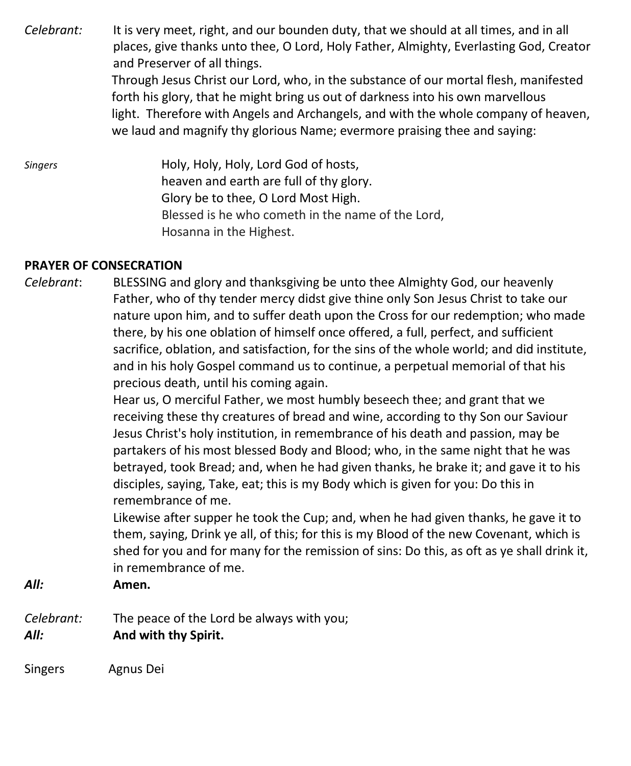*Celebrant:* It is very meet, right, and our bounden duty, that we should at all times, and in all places, give thanks unto thee, O Lord, Holy Father, Almighty, Everlasting God, Creator and Preserver of all things.
Through Jesus Christ our Lord, who, in the substance of our mortal flesh, manifested forth his glory, that he might bring us out of darkness into his own marvellous light. Therefore with Angels and Archangels, and with the whole company of heaven, we laud and magnify thy glorious Name; evermore praising thee and saying:

*Singers*

Holy, Holy, Holy, Lord God of hosts,
heaven and earth are full of thy glory.
Glory be to thee, O Lord Most High.
Blessed is he who cometh in the name of the Lord,
Hosanna in the Highest.

**PRAYER OF CONSECRATION**

*Celebrant*: BLESSING and glory and thanksgiving be unto thee Almighty God, our heavenly Father, who of thy tender mercy didst give thine only Son Jesus Christ to take our nature upon him, and to suffer death upon the Cross for our redemption; who made there, by his one oblation of himself once offered, a full, perfect, and sufficient sacrifice, oblation, and satisfaction, for the sins of the whole world; and did institute, and in his holy Gospel command us to continue, a perpetual memorial of that his precious death, until his coming again.
Hear us, O merciful Father, we most humbly beseech thee; and grant that we receiving these thy creatures of bread and wine, according to thy Son our Saviour Jesus Christ's holy institution, in remembrance of his death and passion, may be partakers of his most blessed Body and Blood; who, in the same night that he was betrayed, took Bread; and, when he had given thanks, he brake it; and gave it to his disciples, saying, Take, eat; this is my Body which is given for you: Do this in remembrance of me.
Likewise after supper he took the Cup; and, when he had given thanks, he gave it to them, saying, Drink ye all, of this; for this is my Blood of the new Covenant, which is shed for you and for many for the remission of sins: Do this, as oft as ye shall drink it, in remembrance of me.

***All:*** **Amen.**

*Celebrant:* The peace of the Lord be always with you;
***All:*** **And with thy Spirit.**

Singers Agnus Dei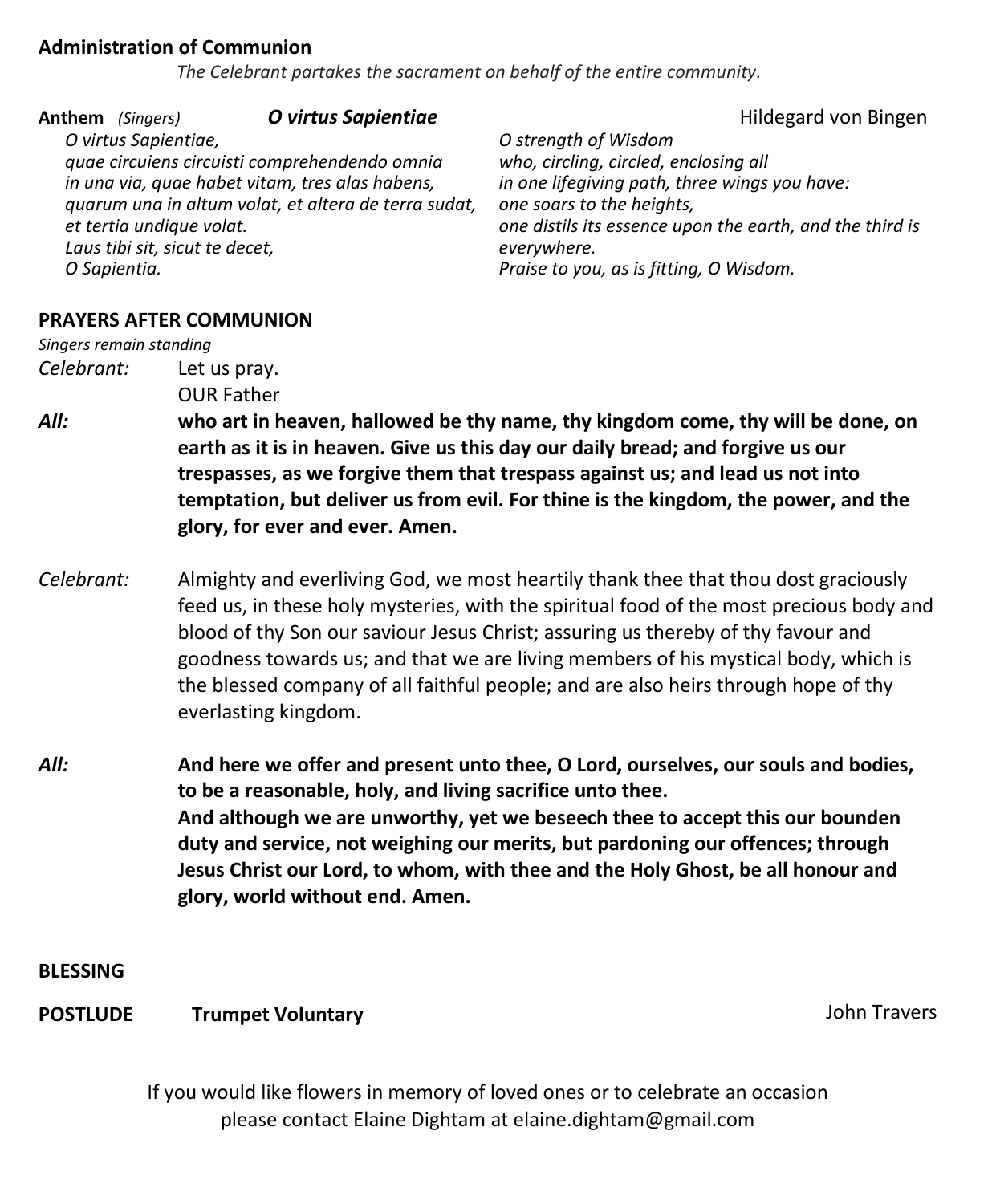**Administration of Communion**

*The Celebrant partakes the sacrament on behalf of the entire community.*

**Anthem** *(Singers)* ***O virtus Sapientiae*** Hildegard von Bingen

*O virtus Sapientiae,*
*quae circuiens circuisti comprehendendo omnia*
*in una via, quae habet vitam, tres alas habens,*
*quarum una in altum volat, et altera de terra sudat,*
*et tertia undique volat.*
*Laus tibi sit, sicut te decet,*
*O Sapientia.*

*O strength of Wisdom*
*who, circling, circled, enclosing all*
*in one lifegiving path, three wings you have:*
*one soars to the heights,*
*one distils its essence upon the earth, and the third is everywhere.*
*Praise to you, as is fitting, O Wisdom.*

**PRAYERS AFTER COMMUNION**

*Singers remain standing*

*Celebrant:* Let us pray.
OUR Father

***All:*** **who art in heaven, hallowed be thy name, thy kingdom come, thy will be done, on earth as it is in heaven. Give us this day our daily bread; and forgive us our trespasses, as we forgive them that trespass against us; and lead us not into temptation, but deliver us from evil. For thine is the kingdom, the power, and the glory, for ever and ever. Amen.**

*Celebrant:* Almighty and everliving God, we most heartily thank thee that thou dost graciously feed us, in these holy mysteries, with the spiritual food of the most precious body and blood of thy Son our saviour Jesus Christ; assuring us thereby of thy favour and goodness towards us; and that we are living members of his mystical body, which is the blessed company of all faithful people; and are also heirs through hope of thy everlasting kingdom.

***All:*** **And here we offer and present unto thee, O Lord, ourselves, our souls and bodies, to be a reasonable, holy, and living sacrifice unto thee.**
**And although we are unworthy, yet we beseech thee to accept this our bounden duty and service, not weighing our merits, but pardoning our offences; through Jesus Christ our Lord, to whom, with thee and the Holy Ghost, be all honour and glory, world without end. Amen.**

**BLESSING**

**POSTLUDE** **Trumpet Voluntary** John Travers

If you would like flowers in memory of loved ones or to celebrate an occasion please contact Elaine Dightam at elaine.dightam@gmail.com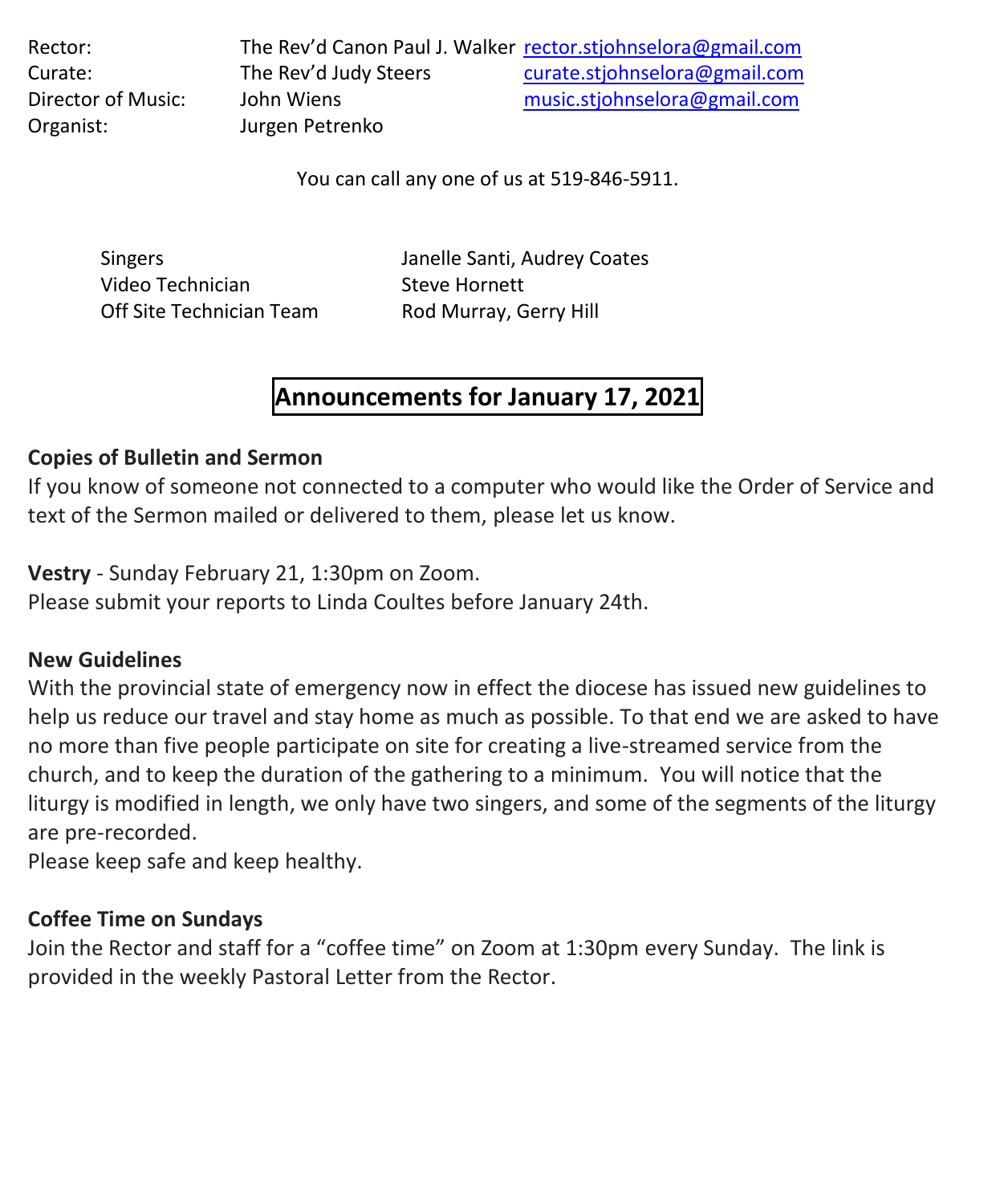| | | |
|---|---|---|
| Rector: | The Rev'd Canon Paul J. Walker | rector.stjohnselora@gmail.com |
| Curate: | The Rev'd Judy Steers | curate.stjohnselora@gmail.com |
| Director of Music: | John Wiens | music.stjohnselora@gmail.com |
| Organist: | Jurgen Petrenko | |

You can call any one of us at 519-846-5911.

| | |
|---|---|
| Singers | Janelle Santi, Audrey Coates |
| Video Technician | Steve Hornett |
| Off Site Technician Team | Rod Murray, Gerry Hill |

## Announcements for January 17, 2021

**Copies of Bulletin and Sermon**
If you know of someone not connected to a computer who would like the Order of Service and text of the Sermon mailed or delivered to them, please let us know.

**Vestry** - Sunday February 21, 1:30pm on Zoom.
Please submit your reports to Linda Coultes before January 24th.

**New Guidelines**
With the provincial state of emergency now in effect the diocese has issued new guidelines to help us reduce our travel and stay home as much as possible. To that end we are asked to have no more than five people participate on site for creating a live-streamed service from the church, and to keep the duration of the gathering to a minimum. You will notice that the liturgy is modified in length, we only have two singers, and some of the segments of the liturgy are pre-recorded.
Please keep safe and keep healthy.

**Coffee Time on Sundays**
Join the Rector and staff for a "coffee time" on Zoom at 1:30pm every Sunday. The link is provided in the weekly Pastoral Letter from the Rector.